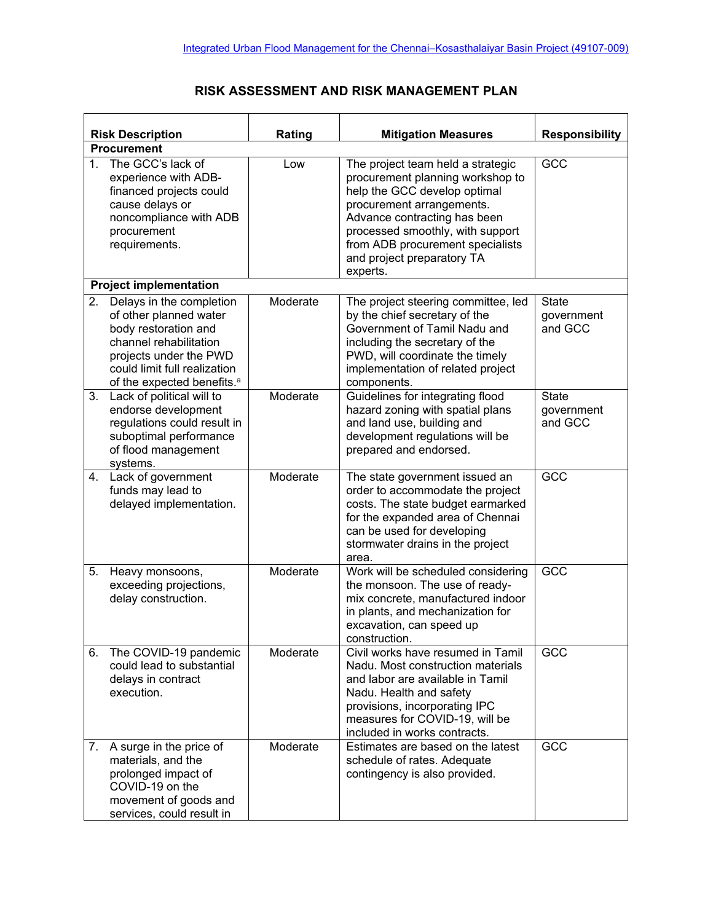Integrated Urban Flood Management for the Chennai–Kosasthalaiyar Basin Project (49107-009)

## RISK ASSESSMENT AND RISK MANAGEMENT PLAN

| Risk Description | Rating | Mitigation Measures | Responsibility |
|---|---|---|---|
| **Procurement** | | | |
| 1. The GCC's lack of experience with ADB-financed projects could cause delays or noncompliance with ADB procurement requirements. | Low | The project team held a strategic procurement planning workshop to help the GCC develop optimal procurement arrangements. Advance contracting has been processed smoothly, with support from ADB procurement specialists and project preparatory TA experts. | GCC |
| **Project implementation** | | | |
| 2. Delays in the completion of other planned water body restoration and channel rehabilitation projects under the PWD could limit full realization of the expected benefits.[a] | Moderate | The project steering committee, led by the chief secretary of the Government of Tamil Nadu and including the secretary of the PWD, will coordinate the timely implementation of related project components. | State government and GCC |
| 3. Lack of political will to endorse development regulations could result in suboptimal performance of flood management systems. | Moderate | Guidelines for integrating flood hazard zoning with spatial plans and land use, building and development regulations will be prepared and endorsed. | State government and GCC |
| 4. Lack of government funds may lead to delayed implementation. | Moderate | The state government issued an order to accommodate the project costs. The state budget earmarked for the expanded area of Chennai can be used for developing stormwater drains in the project area. | GCC |
| 5. Heavy monsoons, exceeding projections, delay construction. | Moderate | Work will be scheduled considering the monsoon. The use of ready-mix concrete, manufactured indoor in plants, and mechanization for excavation, can speed up construction. | GCC |
| 6. The COVID-19 pandemic could lead to substantial delays in contract execution. | Moderate | Civil works have resumed in Tamil Nadu. Most construction materials and labor are available in Tamil Nadu. Health and safety provisions, incorporating IPC measures for COVID-19, will be included in works contracts. | GCC |
| 7. A surge in the price of materials, and the prolonged impact of COVID-19 on the movement of goods and services, could result in | Moderate | Estimates are based on the latest schedule of rates. Adequate contingency is also provided. | GCC |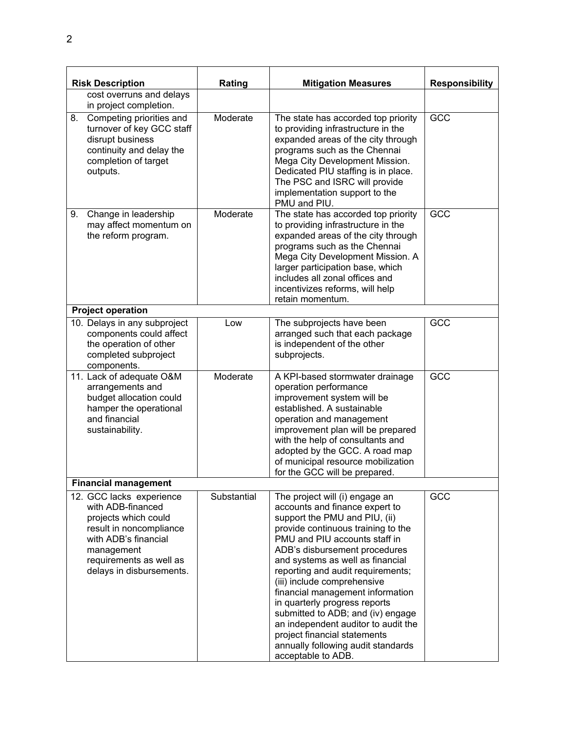| Risk Description | Rating | Mitigation Measures | Responsibility |
|---|---|---|---|
| cost overruns and delays in project completion. | | | |
| 8. Competing priorities and turnover of key GCC staff disrupt business continuity and delay the completion of target outputs. | Moderate | The state has accorded top priority to providing infrastructure in the expanded areas of the city through programs such as the Chennai Mega City Development Mission. Dedicated PIU staffing is in place. The PSC and ISRC will provide implementation support to the PMU and PIU. | GCC |
| 9. Change in leadership may affect momentum on the reform program. | Moderate | The state has accorded top priority to providing infrastructure in the expanded areas of the city through programs such as the Chennai Mega City Development Mission. A larger participation base, which includes all zonal offices and incentivizes reforms, will help retain momentum. | GCC |
| **Project operation** | | | |
| 10. Delays in any subproject components could affect the operation of other completed subproject components. | Low | The subprojects have been arranged such that each package is independent of the other subprojects. | GCC |
| 11. Lack of adequate O&M arrangements and budget allocation could hamper the operational and financial sustainability. | Moderate | A KPI-based stormwater drainage operation performance improvement system will be established. A sustainable operation and management improvement plan will be prepared with the help of consultants and adopted by the GCC. A road map of municipal resource mobilization for the GCC will be prepared. | GCC |
| **Financial management** | | | |
| 12. GCC lacks experience with ADB-financed projects which could result in noncompliance with ADB's financial management requirements as well as delays in disbursements. | Substantial | The project will (i) engage an accounts and finance expert to support the PMU and PIU, (ii) provide continuous training to the PMU and PIU accounts staff in ADB's disbursement procedures and systems as well as financial reporting and audit requirements; (iii) include comprehensive financial management information in quarterly progress reports submitted to ADB; and (iv) engage an independent auditor to audit the project financial statements annually following audit standards acceptable to ADB. | GCC |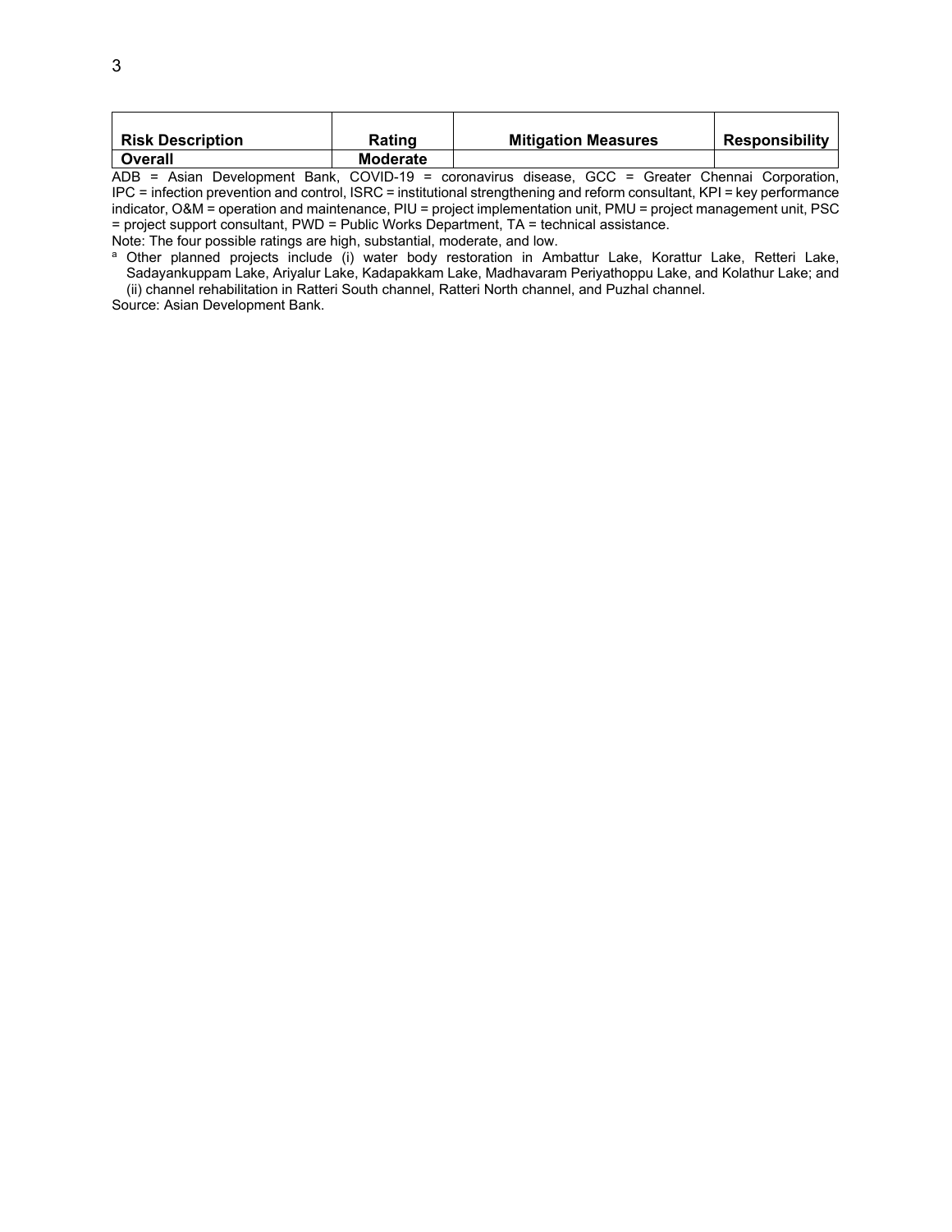| Risk Description | Rating | Mitigation Measures | Responsibility |
|---|---|---|---|
| **Overall** | **Moderate** | | |

ADB = Asian Development Bank, COVID-19 = coronavirus disease, GCC = Greater Chennai Corporation, IPC = infection prevention and control, ISRC = institutional strengthening and reform consultant, KPI = key performance indicator, O&M = operation and maintenance, PIU = project implementation unit, PMU = project management unit, PSC = project support consultant, PWD = Public Works Department, TA = technical assistance.

Note: The four possible ratings are high, substantial, moderate, and low.

[a] Other planned projects include (i) water body restoration in Ambattur Lake, Korattur Lake, Retteri Lake, Sadayankuppam Lake, Ariyalur Lake, Kadapakkam Lake, Madhavaram Periyathoppu Lake, and Kolathur Lake; and (ii) channel rehabilitation in Ratteri South channel, Ratteri North channel, and Puzhal channel.

Source: Asian Development Bank.